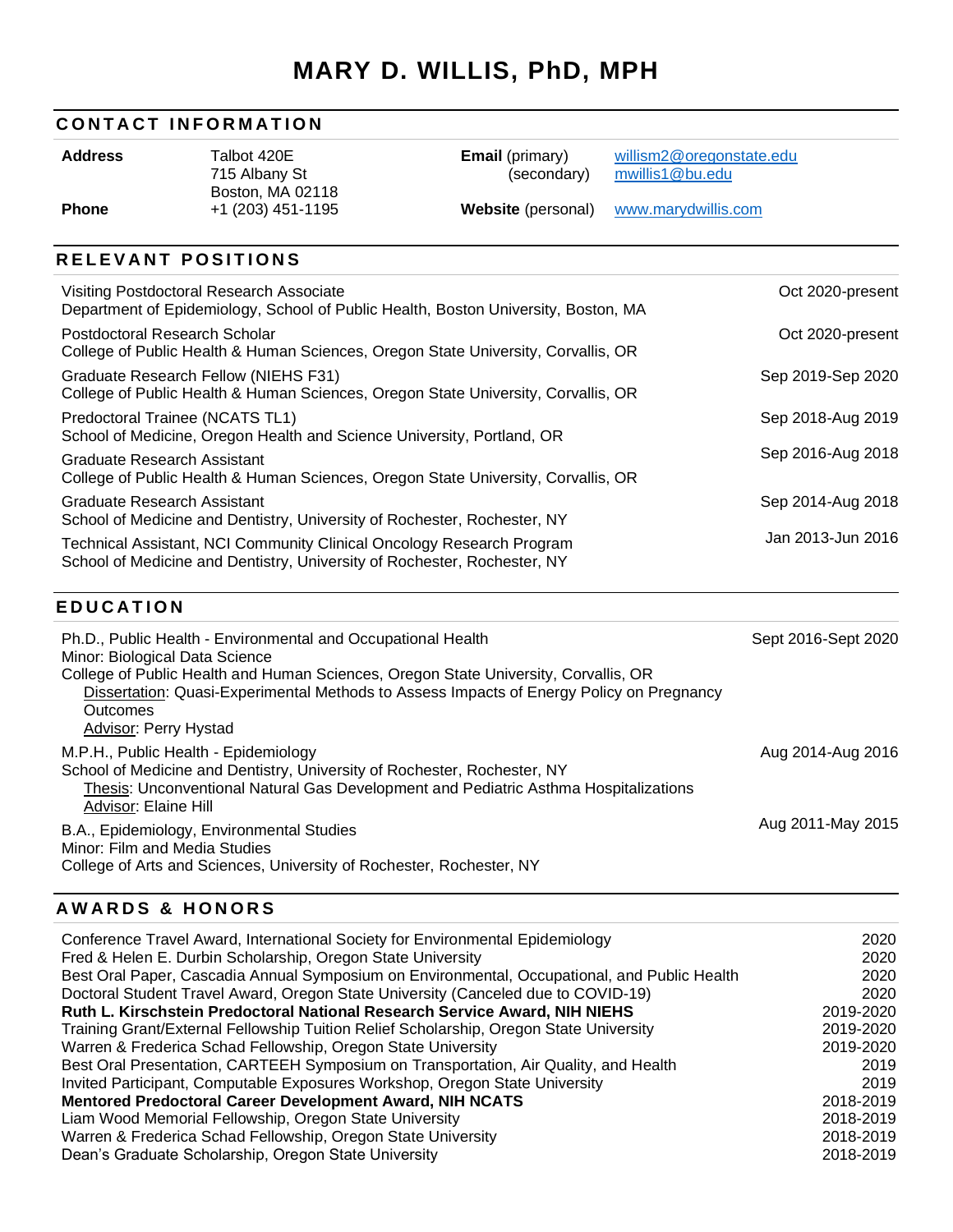# MARY D. WILLIS, PhD, MPH

## CONTACT INFORMATION

| | | | |
|---|---|---|---|
| **Address** | Talbot 420E<br>715 Albany St<br>Boston, MA 02118 | **Email** (primary)<br>(secondary) | willism2@oregonstate.edu<br>mwillis1@bu.edu |
| **Phone** | +1 (203) 451-1195 | **Website** (personal) | www.marydwillis.com |

## RELEVANT POSITIONS

| | |
|---|---|
| Visiting Postdoctoral Research Associate<br>Department of Epidemiology, School of Public Health, Boston University, Boston, MA | Oct 2020-present |
| Postdoctoral Research Scholar<br>College of Public Health & Human Sciences, Oregon State University, Corvallis, OR | Oct 2020-present |
| Graduate Research Fellow (NIEHS F31)<br>College of Public Health & Human Sciences, Oregon State University, Corvallis, OR | Sep 2019-Sep 2020 |
| Predoctoral Trainee (NCATS TL1)<br>School of Medicine, Oregon Health and Science University, Portland, OR | Sep 2018-Aug 2019 |
| Graduate Research Assistant<br>College of Public Health & Human Sciences, Oregon State University, Corvallis, OR | Sep 2016-Aug 2018 |
| Graduate Research Assistant<br>School of Medicine and Dentistry, University of Rochester, Rochester, NY | Sep 2014-Aug 2018 |
| Technical Assistant, NCI Community Clinical Oncology Research Program<br>School of Medicine and Dentistry, University of Rochester, Rochester, NY | Jan 2013-Jun 2016 |

## EDUCATION

Ph.D., Public Health - Environmental and Occupational Health — Sept 2016-Sept 2020
Minor: Biological Data Science
College of Public Health and Human Sciences, Oregon State University, Corvallis, OR
- Dissertation: Quasi-Experimental Methods to Assess Impacts of Energy Policy on Pregnancy Outcomes
- Advisor: Perry Hystad

M.P.H., Public Health - Epidemiology — Aug 2014-Aug 2016
School of Medicine and Dentistry, University of Rochester, Rochester, NY
- Thesis: Unconventional Natural Gas Development and Pediatric Asthma Hospitalizations
- Advisor: Elaine Hill

B.A., Epidemiology, Environmental Studies — Aug 2011-May 2015
Minor: Film and Media Studies
College of Arts and Sciences, University of Rochester, Rochester, NY

## AWARDS & HONORS

| | |
|---|---|
| Conference Travel Award, International Society for Environmental Epidemiology | 2020 |
| Fred & Helen E. Durbin Scholarship, Oregon State University | 2020 |
| Best Oral Paper, Cascadia Annual Symposium on Environmental, Occupational, and Public Health | 2020 |
| Doctoral Student Travel Award, Oregon State University (Canceled due to COVID-19) | 2020 |
| **Ruth L. Kirschstein Predoctoral National Research Service Award, NIH NIEHS** | 2019-2020 |
| Training Grant/External Fellowship Tuition Relief Scholarship, Oregon State University | 2019-2020 |
| Warren & Frederica Schad Fellowship, Oregon State University | 2019-2020 |
| Best Oral Presentation, CARTEEH Symposium on Transportation, Air Quality, and Health | 2019 |
| Invited Participant, Computable Exposures Workshop, Oregon State University | 2019 |
| **Mentored Predoctoral Career Development Award, NIH NCATS** | 2018-2019 |
| Liam Wood Memorial Fellowship, Oregon State University | 2018-2019 |
| Warren & Frederica Schad Fellowship, Oregon State University | 2018-2019 |
| Dean's Graduate Scholarship, Oregon State University | 2018-2019 |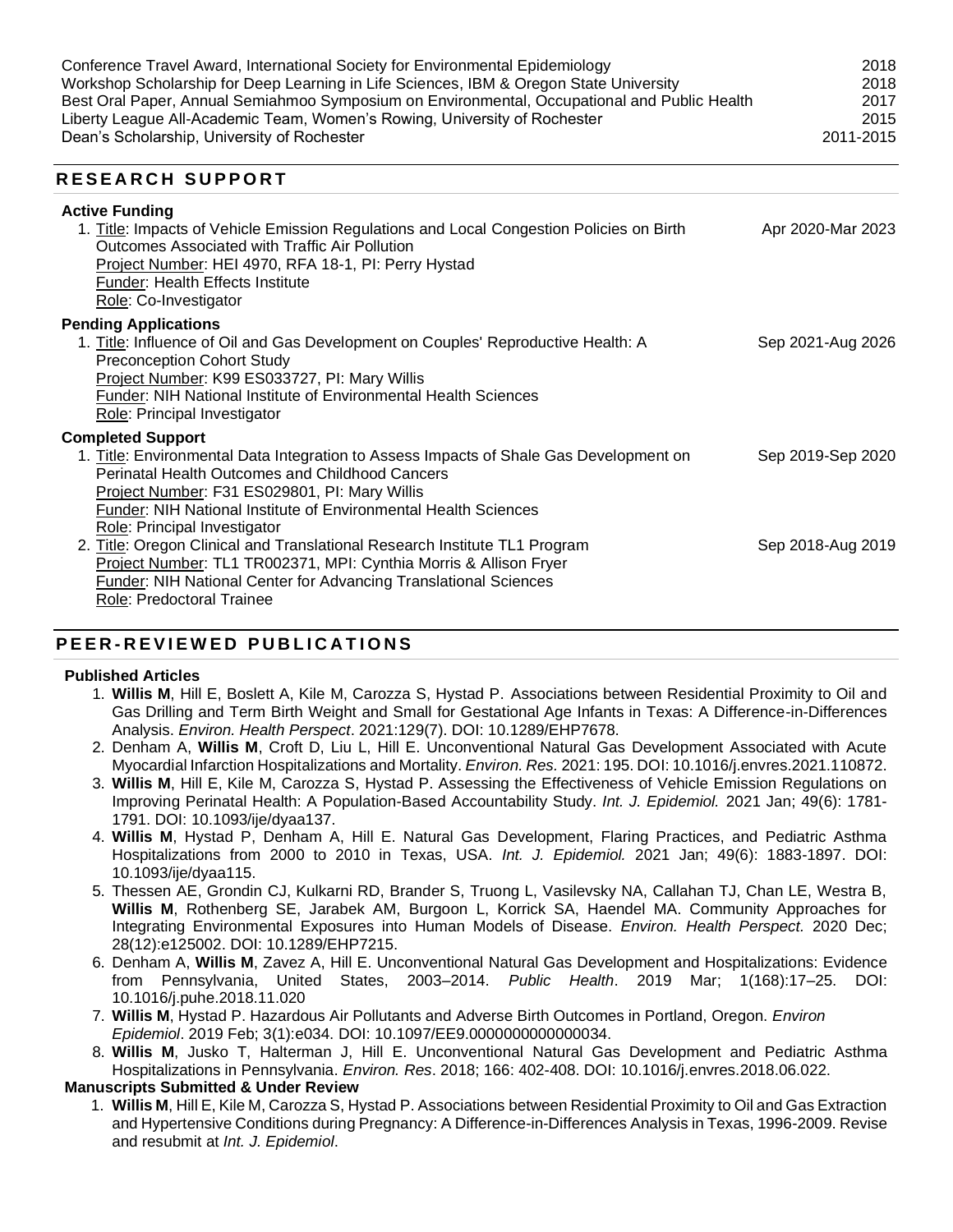Conference Travel Award, International Society for Environmental Epidemiology 2018
Workshop Scholarship for Deep Learning in Life Sciences, IBM & Oregon State University 2018
Best Oral Paper, Annual Semiahmoo Symposium on Environmental, Occupational and Public Health 2017
Liberty League All-Academic Team, Women's Rowing, University of Rochester 2015
Dean's Scholarship, University of Rochester 2011-2015

## RESEARCH SUPPORT

### Active Funding

1. Title: Impacts of Vehicle Emission Regulations and Local Congestion Policies on Birth Outcomes Associated with Traffic Air Pollution — Apr 2020-Mar 2023
   Project Number: HEI 4970, RFA 18-1, PI: Perry Hystad
   Funder: Health Effects Institute
   Role: Co-Investigator

### Pending Applications

1. Title: Influence of Oil and Gas Development on Couples' Reproductive Health: A Preconception Cohort Study — Sep 2021-Aug 2026
   Project Number: K99 ES033727, PI: Mary Willis
   Funder: NIH National Institute of Environmental Health Sciences
   Role: Principal Investigator

### Completed Support

1. Title: Environmental Data Integration to Assess Impacts of Shale Gas Development on Perinatal Health Outcomes and Childhood Cancers — Sep 2019-Sep 2020
   Project Number: F31 ES029801, PI: Mary Willis
   Funder: NIH National Institute of Environmental Health Sciences
   Role: Principal Investigator
2. Title: Oregon Clinical and Translational Research Institute TL1 Program — Sep 2018-Aug 2019
   Project Number: TL1 TR002371, MPI: Cynthia Morris & Allison Fryer
   Funder: NIH National Center for Advancing Translational Sciences
   Role: Predoctoral Trainee

## PEER-REVIEWED PUBLICATIONS

### Published Articles

1. **Willis M**, Hill E, Boslett A, Kile M, Carozza S, Hystad P. Associations between Residential Proximity to Oil and Gas Drilling and Term Birth Weight and Small for Gestational Age Infants in Texas: A Difference-in-Differences Analysis. *Environ. Health Perspect*. 2021:129(7). DOI: 10.1289/EHP7678.
2. Denham A, **Willis M**, Croft D, Liu L, Hill E. Unconventional Natural Gas Development Associated with Acute Myocardial Infarction Hospitalizations and Mortality. *Environ. Res.* 2021: 195. DOI: 10.1016/j.envres.2021.110872.
3. **Willis M**, Hill E, Kile M, Carozza S, Hystad P. Assessing the Effectiveness of Vehicle Emission Regulations on Improving Perinatal Health: A Population-Based Accountability Study. *Int. J. Epidemiol.* 2021 Jan; 49(6): 1781-1791. DOI: 10.1093/ije/dyaa137.
4. **Willis M**, Hystad P, Denham A, Hill E. Natural Gas Development, Flaring Practices, and Pediatric Asthma Hospitalizations from 2000 to 2010 in Texas, USA. *Int. J. Epidemiol.* 2021 Jan; 49(6): 1883-1897. DOI: 10.1093/ije/dyaa115.
5. Thessen AE, Grondin CJ, Kulkarni RD, Brander S, Truong L, Vasilevsky NA, Callahan TJ, Chan LE, Westra B, **Willis M**, Rothenberg SE, Jarabek AM, Burgoon L, Korrick SA, Haendel MA. Community Approaches for Integrating Environmental Exposures into Human Models of Disease. *Environ. Health Perspect.* 2020 Dec; 28(12):e125002. DOI: 10.1289/EHP7215.
6. Denham A, **Willis M**, Zavez A, Hill E. Unconventional Natural Gas Development and Hospitalizations: Evidence from Pennsylvania, United States, 2003–2014. *Public Health*. 2019 Mar; 1(168):17–25. DOI: 10.1016/j.puhe.2018.11.020
7. **Willis M**, Hystad P. Hazardous Air Pollutants and Adverse Birth Outcomes in Portland, Oregon. *Environ Epidemiol*. 2019 Feb; 3(1):e034. DOI: 10.1097/EE9.0000000000000034.
8. **Willis M**, Jusko T, Halterman J, Hill E. Unconventional Natural Gas Development and Pediatric Asthma Hospitalizations in Pennsylvania. *Environ. Res*. 2018; 166: 402-408. DOI: 10.1016/j.envres.2018.06.022.

### Manuscripts Submitted & Under Review

1. **Willis M**, Hill E, Kile M, Carozza S, Hystad P. Associations between Residential Proximity to Oil and Gas Extraction and Hypertensive Conditions during Pregnancy: A Difference-in-Differences Analysis in Texas, 1996-2009. Revise and resubmit at *Int. J. Epidemiol*.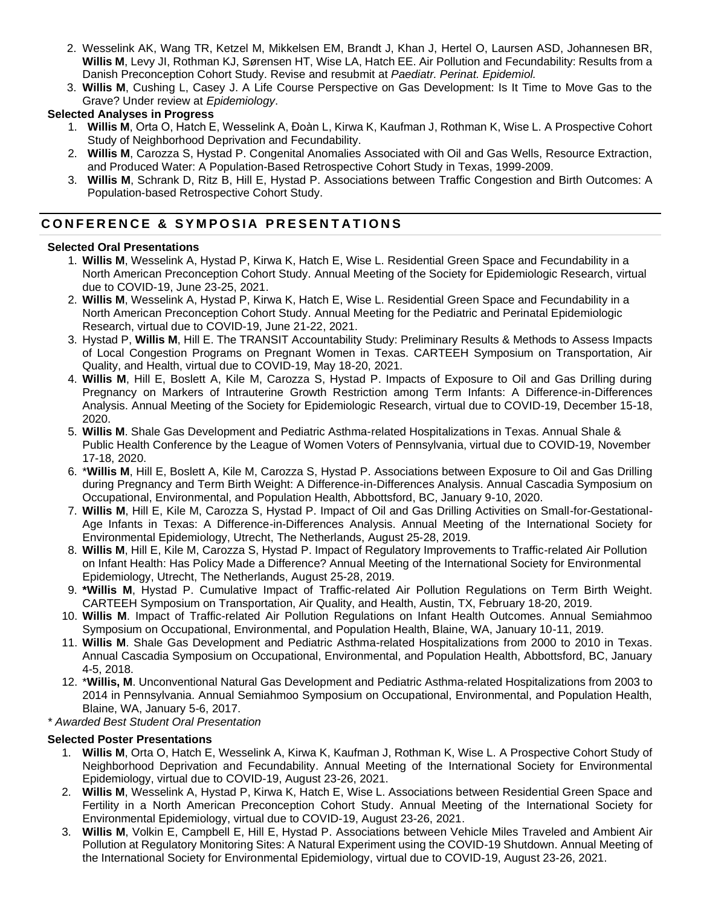2. Wesselink AK, Wang TR, Ketzel M, Mikkelsen EM, Brandt J, Khan J, Hertel O, Laursen ASD, Johannesen BR, **Willis M**, Levy JI, Rothman KJ, Sørensen HT, Wise LA, Hatch EE. Air Pollution and Fecundability: Results from a Danish Preconception Cohort Study. Revise and resubmit at *Paediatr. Perinat. Epidemiol.*
3. **Willis M**, Cushing L, Casey J. A Life Course Perspective on Gas Development: Is It Time to Move Gas to the Grave? Under review at *Epidemiology*.

**Selected Analyses in Progress**

1. **Willis M**, Orta O, Hatch E, Wesselink A, Đoàn L, Kirwa K, Kaufman J, Rothman K, Wise L. A Prospective Cohort Study of Neighborhood Deprivation and Fecundability.
2. **Willis M**, Carozza S, Hystad P. Congenital Anomalies Associated with Oil and Gas Wells, Resource Extraction, and Produced Water: A Population-Based Retrospective Cohort Study in Texas, 1999-2009.
3. **Willis M**, Schrank D, Ritz B, Hill E, Hystad P. Associations between Traffic Congestion and Birth Outcomes: A Population-based Retrospective Cohort Study.

## CONFERENCE & SYMPOSIA PRESENTATIONS

**Selected Oral Presentations**

1. **Willis M**, Wesselink A, Hystad P, Kirwa K, Hatch E, Wise L. Residential Green Space and Fecundability in a North American Preconception Cohort Study. Annual Meeting of the Society for Epidemiologic Research, virtual due to COVID-19, June 23-25, 2021.
2. **Willis M**, Wesselink A, Hystad P, Kirwa K, Hatch E, Wise L. Residential Green Space and Fecundability in a North American Preconception Cohort Study. Annual Meeting for the Pediatric and Perinatal Epidemiologic Research, virtual due to COVID-19, June 21-22, 2021.
3. Hystad P, **Willis M**, Hill E. The TRANSIT Accountability Study: Preliminary Results & Methods to Assess Impacts of Local Congestion Programs on Pregnant Women in Texas. CARTEEH Symposium on Transportation, Air Quality, and Health, virtual due to COVID-19, May 18-20, 2021.
4. **Willis M**, Hill E, Boslett A, Kile M, Carozza S, Hystad P. Impacts of Exposure to Oil and Gas Drilling during Pregnancy on Markers of Intrauterine Growth Restriction among Term Infants: A Difference-in-Differences Analysis. Annual Meeting of the Society for Epidemiologic Research, virtual due to COVID-19, December 15-18, 2020.
5. **Willis M**. Shale Gas Development and Pediatric Asthma-related Hospitalizations in Texas. Annual Shale & Public Health Conference by the League of Women Voters of Pennsylvania, virtual due to COVID-19, November 17-18, 2020.
6. ***Willis M**, Hill E, Boslett A, Kile M, Carozza S, Hystad P. Associations between Exposure to Oil and Gas Drilling during Pregnancy and Term Birth Weight: A Difference-in-Differences Analysis. Annual Cascadia Symposium on Occupational, Environmental, and Population Health, Abbottsford, BC, January 9-10, 2020.
7. **Willis M**, Hill E, Kile M, Carozza S, Hystad P. Impact of Oil and Gas Drilling Activities on Small-for-Gestational-Age Infants in Texas: A Difference-in-Differences Analysis. Annual Meeting of the International Society for Environmental Epidemiology, Utrecht, The Netherlands, August 25-28, 2019.
8. **Willis M**, Hill E, Kile M, Carozza S, Hystad P. Impact of Regulatory Improvements to Traffic-related Air Pollution on Infant Health: Has Policy Made a Difference? Annual Meeting of the International Society for Environmental Epidemiology, Utrecht, The Netherlands, August 25-28, 2019.
9. ***Willis M**, Hystad P. Cumulative Impact of Traffic-related Air Pollution Regulations on Term Birth Weight. CARTEEH Symposium on Transportation, Air Quality, and Health, Austin, TX, February 18-20, 2019.
10. **Willis M**. Impact of Traffic-related Air Pollution Regulations on Infant Health Outcomes. Annual Semiahmoo Symposium on Occupational, Environmental, and Population Health, Blaine, WA, January 10-11, 2019.
11. **Willis M**. Shale Gas Development and Pediatric Asthma-related Hospitalizations from 2000 to 2010 in Texas. Annual Cascadia Symposium on Occupational, Environmental, and Population Health, Abbottsford, BC, January 4-5, 2018.
12. ***Willis, M**. Unconventional Natural Gas Development and Pediatric Asthma-related Hospitalizations from 2003 to 2014 in Pennsylvania. Annual Semiahmoo Symposium on Occupational, Environmental, and Population Health, Blaine, WA, January 5-6, 2017.

*\* Awarded Best Student Oral Presentation*

**Selected Poster Presentations**

1. **Willis M**, Orta O, Hatch E, Wesselink A, Kirwa K, Kaufman J, Rothman K, Wise L. A Prospective Cohort Study of Neighborhood Deprivation and Fecundability. Annual Meeting of the International Society for Environmental Epidemiology, virtual due to COVID-19, August 23-26, 2021.
2. **Willis M**, Wesselink A, Hystad P, Kirwa K, Hatch E, Wise L. Associations between Residential Green Space and Fertility in a North American Preconception Cohort Study. Annual Meeting of the International Society for Environmental Epidemiology, virtual due to COVID-19, August 23-26, 2021.
3. **Willis M**, Volkin E, Campbell E, Hill E, Hystad P. Associations between Vehicle Miles Traveled and Ambient Air Pollution at Regulatory Monitoring Sites: A Natural Experiment using the COVID-19 Shutdown. Annual Meeting of the International Society for Environmental Epidemiology, virtual due to COVID-19, August 23-26, 2021.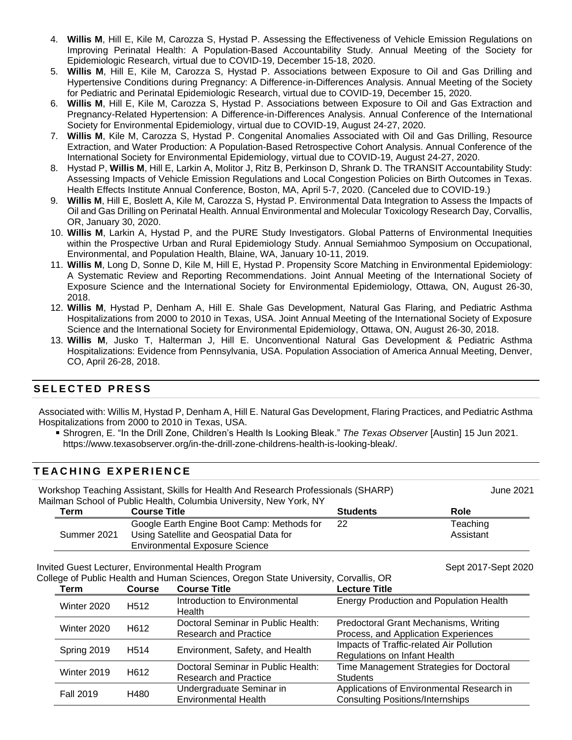4. **Willis M**, Hill E, Kile M, Carozza S, Hystad P. Assessing the Effectiveness of Vehicle Emission Regulations on Improving Perinatal Health: A Population-Based Accountability Study. Annual Meeting of the Society for Epidemiologic Research, virtual due to COVID-19, December 15-18, 2020.
5. **Willis M**, Hill E, Kile M, Carozza S, Hystad P. Associations between Exposure to Oil and Gas Drilling and Hypertensive Conditions during Pregnancy: A Difference-in-Differences Analysis. Annual Meeting of the Society for Pediatric and Perinatal Epidemiologic Research, virtual due to COVID-19, December 15, 2020.
6. **Willis M**, Hill E, Kile M, Carozza S, Hystad P. Associations between Exposure to Oil and Gas Extraction and Pregnancy-Related Hypertension: A Difference-in-Differences Analysis. Annual Conference of the International Society for Environmental Epidemiology, virtual due to COVID-19, August 24-27, 2020.
7. **Willis M**, Kile M, Carozza S, Hystad P. Congenital Anomalies Associated with Oil and Gas Drilling, Resource Extraction, and Water Production: A Population-Based Retrospective Cohort Analysis. Annual Conference of the International Society for Environmental Epidemiology, virtual due to COVID-19, August 24-27, 2020.
8. Hystad P, **Willis M**, Hill E, Larkin A, Molitor J, Ritz B, Perkinson D, Shrank D. The TRANSIT Accountability Study: Assessing Impacts of Vehicle Emission Regulations and Local Congestion Policies on Birth Outcomes in Texas. Health Effects Institute Annual Conference, Boston, MA, April 5-7, 2020. (Canceled due to COVID-19.)
9. **Willis M**, Hill E, Boslett A, Kile M, Carozza S, Hystad P. Environmental Data Integration to Assess the Impacts of Oil and Gas Drilling on Perinatal Health. Annual Environmental and Molecular Toxicology Research Day, Corvallis, OR, January 30, 2020.
10. **Willis M**, Larkin A, Hystad P, and the PURE Study Investigators. Global Patterns of Environmental Inequities within the Prospective Urban and Rural Epidemiology Study. Annual Semiahmoo Symposium on Occupational, Environmental, and Population Health, Blaine, WA, January 10-11, 2019.
11. **Willis M**, Long D, Sonne D, Kile M, Hill E, Hystad P. Propensity Score Matching in Environmental Epidemiology: A Systematic Review and Reporting Recommendations. Joint Annual Meeting of the International Society of Exposure Science and the International Society for Environmental Epidemiology, Ottawa, ON, August 26-30, 2018.
12. **Willis M**, Hystad P, Denham A, Hill E. Shale Gas Development, Natural Gas Flaring, and Pediatric Asthma Hospitalizations from 2000 to 2010 in Texas, USA. Joint Annual Meeting of the International Society of Exposure Science and the International Society for Environmental Epidemiology, Ottawa, ON, August 26-30, 2018.
13. **Willis M**, Jusko T, Halterman J, Hill E. Unconventional Natural Gas Development & Pediatric Asthma Hospitalizations: Evidence from Pennsylvania, USA. Population Association of America Annual Meeting, Denver, CO, April 26-28, 2018.

## SELECTED PRESS

Associated with: Willis M, Hystad P, Denham A, Hill E. Natural Gas Development, Flaring Practices, and Pediatric Asthma Hospitalizations from 2000 to 2010 in Texas, USA.

- Shrogren, E. "In the Drill Zone, Children's Health Is Looking Bleak." *The Texas Observer* [Austin] 15 Jun 2021. https://www.texasobserver.org/in-the-drill-zone-childrens-health-is-looking-bleak/.

## TEACHING EXPERIENCE

Workshop Teaching Assistant, Skills for Health And Research Professionals (SHARP) — June 2021
Mailman School of Public Health, Columbia University, New York, NY

| Term | Course Title | Students | Role |
|---|---|---|---|
| Summer 2021 | Google Earth Engine Boot Camp: Methods for Using Satellite and Geospatial Data for Environmental Exposure Science | 22 | Teaching Assistant |

Invited Guest Lecturer, Environmental Health Program — Sept 2017-Sept 2020
College of Public Health and Human Sciences, Oregon State University, Corvallis, OR

| Term | Course | Course Title | Lecture Title |
|---|---|---|---|
| Winter 2020 | H512 | Introduction to Environmental Health | Energy Production and Population Health |
| Winter 2020 | H612 | Doctoral Seminar in Public Health: Research and Practice | Predoctoral Grant Mechanisms, Writing Process, and Application Experiences |
| Spring 2019 | H514 | Environment, Safety, and Health | Impacts of Traffic-related Air Pollution Regulations on Infant Health |
| Winter 2019 | H612 | Doctoral Seminar in Public Health: Research and Practice | Time Management Strategies for Doctoral Students |
| Fall 2019 | H480 | Undergraduate Seminar in Environmental Health | Applications of Environmental Research in Consulting Positions/Internships |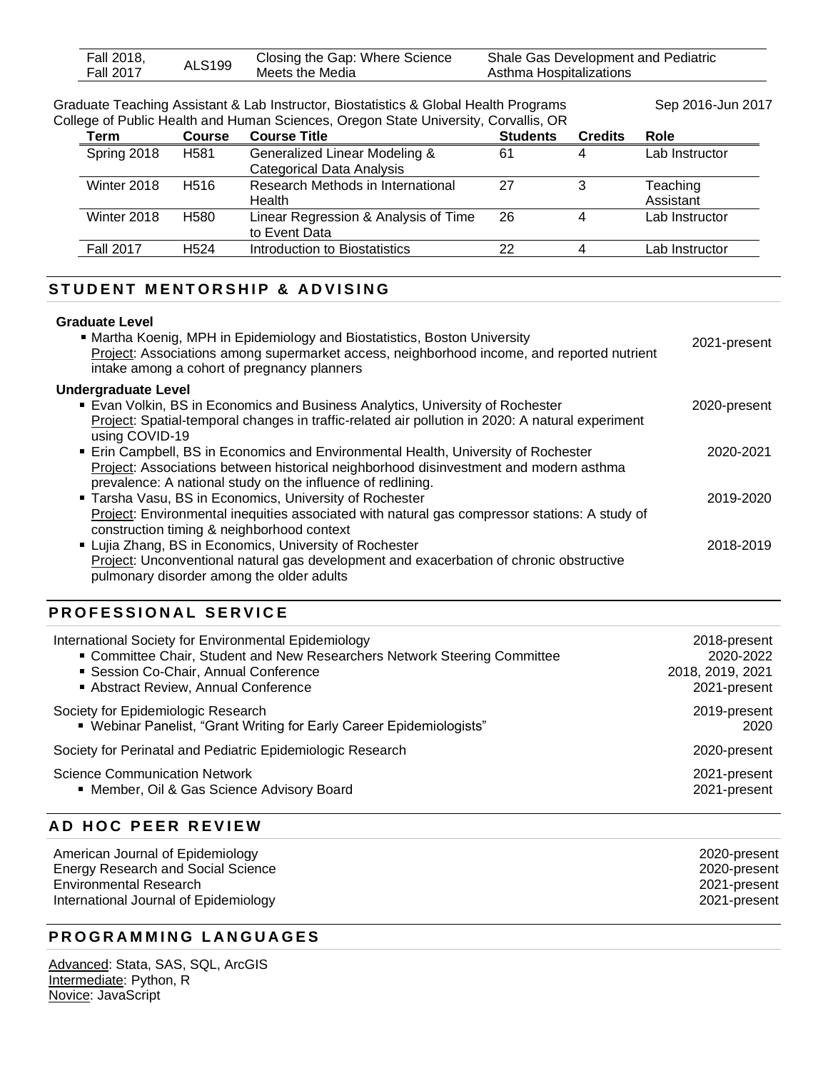| | | | |
|---|---|---|---|
| Fall 2018, Fall 2017 | ALS199 | Closing the Gap: Where Science Meets the Media | Shale Gas Development and Pediatric Asthma Hospitalizations |

Graduate Teaching Assistant & Lab Instructor, Biostatistics & Global Health Programs — Sep 2016-Jun 2017
College of Public Health and Human Sciences, Oregon State University, Corvallis, OR

| Term | Course | Course Title | Students | Credits | Role |
|---|---|---|---|---|---|
| Spring 2018 | H581 | Generalized Linear Modeling & Categorical Data Analysis | 61 | 4 | Lab Instructor |
| Winter 2018 | H516 | Research Methods in International Health | 27 | 3 | Teaching Assistant |
| Winter 2018 | H580 | Linear Regression & Analysis of Time to Event Data | 26 | 4 | Lab Instructor |
| Fall 2017 | H524 | Introduction to Biostatistics | 22 | 4 | Lab Instructor |

## STUDENT MENTORSHIP & ADVISING

**Graduate Level**

- Martha Koenig, MPH in Epidemiology and Biostatistics, Boston University — 2021-present
  Project: Associations among supermarket access, neighborhood income, and reported nutrient intake among a cohort of pregnancy planners

**Undergraduate Level**

- Evan Volkin, BS in Economics and Business Analytics, University of Rochester — 2020-present
  Project: Spatial-temporal changes in traffic-related air pollution in 2020: A natural experiment using COVID-19
- Erin Campbell, BS in Economics and Environmental Health, University of Rochester — 2020-2021
  Project: Associations between historical neighborhood disinvestment and modern asthma prevalence: A national study on the influence of redlining.
- Tarsha Vasu, BS in Economics, University of Rochester — 2019-2020
  Project: Environmental inequities associated with natural gas compressor stations: A study of construction timing & neighborhood context
- Lujia Zhang, BS in Economics, University of Rochester — 2018-2019
  Project: Unconventional natural gas development and exacerbation of chronic obstructive pulmonary disorder among the older adults

## PROFESSIONAL SERVICE

International Society for Environmental Epidemiology — 2018-present
- Committee Chair, Student and New Researchers Network Steering Committee — 2020-2022
- Session Co-Chair, Annual Conference — 2018, 2019, 2021
- Abstract Review, Annual Conference — 2021-present

Society for Epidemiologic Research — 2019-present
- Webinar Panelist, "Grant Writing for Early Career Epidemiologists" — 2020

Society for Perinatal and Pediatric Epidemiologic Research — 2020-present

Science Communication Network — 2021-present
- Member, Oil & Gas Science Advisory Board — 2021-present

## AD HOC PEER REVIEW

American Journal of Epidemiology — 2020-present
Energy Research and Social Science — 2020-present
Environmental Research — 2021-present
International Journal of Epidemiology — 2021-present

## PROGRAMMING LANGUAGES

Advanced: Stata, SAS, SQL, ArcGIS
Intermediate: Python, R
Novice: JavaScript